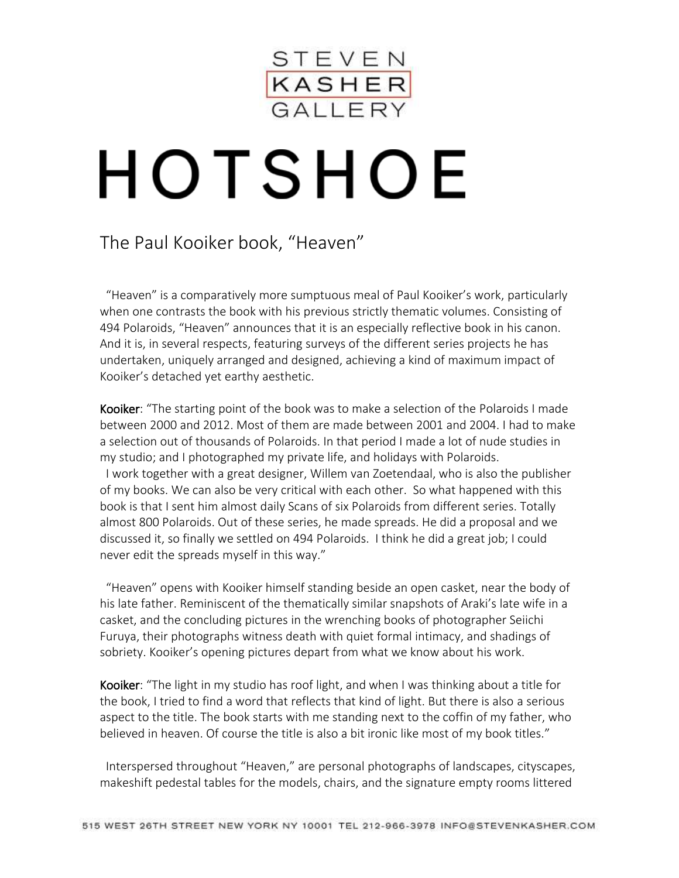STEVEN
KASHER
GALLERY

# HOTSHOE

## The Paul Kooiker book, "Heaven"

"Heaven" is a comparatively more sumptuous meal of Paul Kooiker's work, particularly when one contrasts the book with his previous strictly thematic volumes. Consisting of 494 Polaroids, "Heaven" announces that it is an especially reflective book in his canon. And it is, in several respects, featuring surveys of the different series projects he has undertaken, uniquely arranged and designed, achieving a kind of maximum impact of Kooiker's detached yet earthy aesthetic.

**Kooiker**: "The starting point of the book was to make a selection of the Polaroids I made between 2000 and 2012. Most of them are made between 2001 and 2004. I had to make a selection out of thousands of Polaroids. In that period I made a lot of nude studies in my studio; and I photographed my private life, and holidays with Polaroids.
I work together with a great designer, Willem van Zoetendaal, who is also the publisher of my books. We can also be very critical with each other. So what happened with this book is that I sent him almost daily Scans of six Polaroids from different series. Totally almost 800 Polaroids. Out of these series, he made spreads. He did a proposal and we discussed it, so finally we settled on 494 Polaroids. I think he did a great job; I could never edit the spreads myself in this way."

"Heaven" opens with Kooiker himself standing beside an open casket, near the body of his late father. Reminiscent of the thematically similar snapshots of Araki's late wife in a casket, and the concluding pictures in the wrenching books of photographer Seiichi Furuya, their photographs witness death with quiet formal intimacy, and shadings of sobriety. Kooiker's opening pictures depart from what we know about his work.

**Kooiker**: "The light in my studio has roof light, and when I was thinking about a title for the book, I tried to find a word that reflects that kind of light. But there is also a serious aspect to the title. The book starts with me standing next to the coffin of my father, who believed in heaven. Of course the title is also a bit ironic like most of my book titles."

Interspersed throughout "Heaven," are personal photographs of landscapes, cityscapes, makeshift pedestal tables for the models, chairs, and the signature empty rooms littered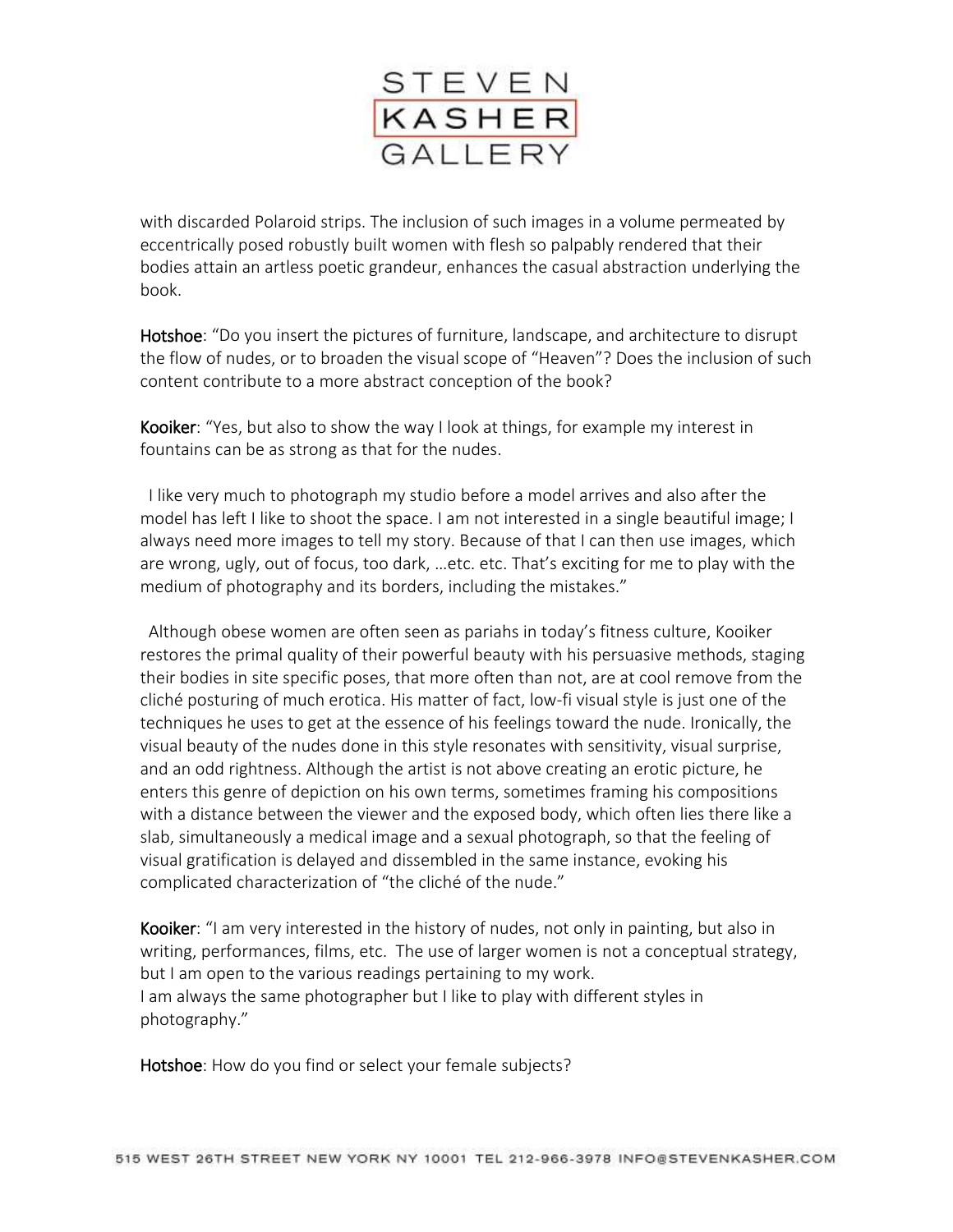with discarded Polaroid strips. The inclusion of such images in a volume permeated by eccentrically posed robustly built women with flesh so palpably rendered that their bodies attain an artless poetic grandeur, enhances the casual abstraction underlying the book.

**Hotshoe**: "Do you insert the pictures of furniture, landscape, and architecture to disrupt the flow of nudes, or to broaden the visual scope of "Heaven"? Does the inclusion of such content contribute to a more abstract conception of the book?

**Kooiker**: "Yes, but also to show the way I look at things, for example my interest in fountains can be as strong as that for the nudes.

I like very much to photograph my studio before a model arrives and also after the model has left I like to shoot the space. I am not interested in a single beautiful image; I always need more images to tell my story. Because of that I can then use images, which are wrong, ugly, out of focus, too dark, …etc. etc. That's exciting for me to play with the medium of photography and its borders, including the mistakes."

Although obese women are often seen as pariahs in today's fitness culture, Kooiker restores the primal quality of their powerful beauty with his persuasive methods, staging their bodies in site specific poses, that more often than not, are at cool remove from the cliché posturing of much erotica. His matter of fact, low-fi visual style is just one of the techniques he uses to get at the essence of his feelings toward the nude. Ironically, the visual beauty of the nudes done in this style resonates with sensitivity, visual surprise, and an odd rightness. Although the artist is not above creating an erotic picture, he enters this genre of depiction on his own terms, sometimes framing his compositions with a distance between the viewer and the exposed body, which often lies there like a slab, simultaneously a medical image and a sexual photograph, so that the feeling of visual gratification is delayed and dissembled in the same instance, evoking his complicated characterization of "the cliché of the nude."

**Kooiker**: "I am very interested in the history of nudes, not only in painting, but also in writing, performances, films, etc. The use of larger women is not a conceptual strategy, but I am open to the various readings pertaining to my work.
I am always the same photographer but I like to play with different styles in photography."

**Hotshoe**: How do you find or select your female subjects?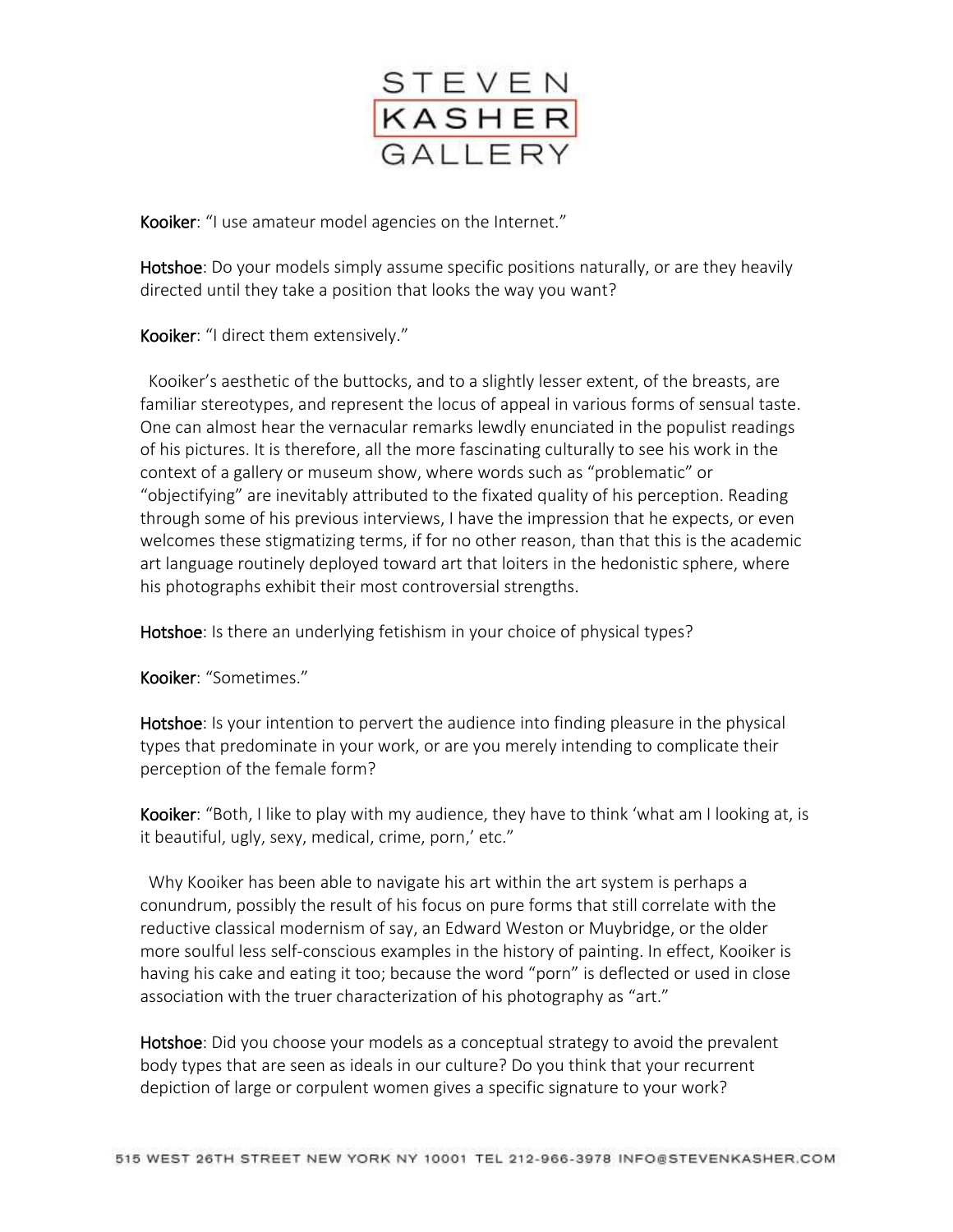**Kooiker**: "I use amateur model agencies on the Internet."

**Hotshoe**: Do your models simply assume specific positions naturally, or are they heavily directed until they take a position that looks the way you want?

**Kooiker**: "I direct them extensively."

Kooiker's aesthetic of the buttocks, and to a slightly lesser extent, of the breasts, are familiar stereotypes, and represent the locus of appeal in various forms of sensual taste. One can almost hear the vernacular remarks lewdly enunciated in the populist readings of his pictures. It is therefore, all the more fascinating culturally to see his work in the context of a gallery or museum show, where words such as "problematic" or "objectifying" are inevitably attributed to the fixated quality of his perception. Reading through some of his previous interviews, I have the impression that he expects, or even welcomes these stigmatizing terms, if for no other reason, than that this is the academic art language routinely deployed toward art that loiters in the hedonistic sphere, where his photographs exhibit their most controversial strengths.

**Hotshoe**: Is there an underlying fetishism in your choice of physical types?

**Kooiker**: "Sometimes."

**Hotshoe**: Is your intention to pervert the audience into finding pleasure in the physical types that predominate in your work, or are you merely intending to complicate their perception of the female form?

**Kooiker**: "Both, I like to play with my audience, they have to think 'what am I looking at, is it beautiful, ugly, sexy, medical, crime, porn,' etc."

Why Kooiker has been able to navigate his art within the art system is perhaps a conundrum, possibly the result of his focus on pure forms that still correlate with the reductive classical modernism of say, an Edward Weston or Muybridge, or the older more soulful less self-conscious examples in the history of painting. In effect, Kooiker is having his cake and eating it too; because the word "porn" is deflected or used in close association with the truer characterization of his photography as "art."

**Hotshoe**: Did you choose your models as a conceptual strategy to avoid the prevalent body types that are seen as ideals in our culture? Do you think that your recurrent depiction of large or corpulent women gives a specific signature to your work?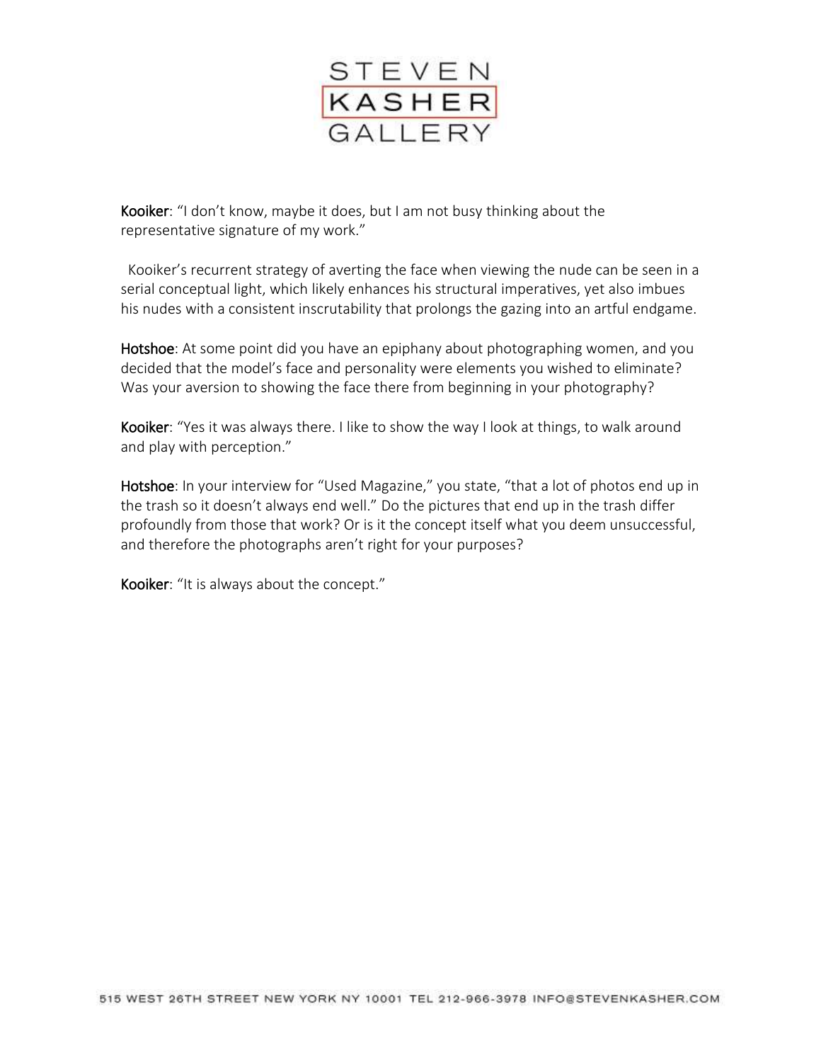Kooiker: “I don’t know, maybe it does, but I am not busy thinking about the representative signature of my work.”

Kooiker’s recurrent strategy of averting the face when viewing the nude can be seen in a serial conceptual light, which likely enhances his structural imperatives, yet also imbues his nudes with a consistent inscrutability that prolongs the gazing into an artful endgame.

Hotshoe: At some point did you have an epiphany about photographing women, and you decided that the model’s face and personality were elements you wished to eliminate? Was your aversion to showing the face there from beginning in your photography?

Kooiker: “Yes it was always there. I like to show the way I look at things, to walk around and play with perception.”

Hotshoe: In your interview for “Used Magazine,” you state, “that a lot of photos end up in the trash so it doesn’t always end well.” Do the pictures that end up in the trash differ profoundly from those that work? Or is it the concept itself what you deem unsuccessful, and therefore the photographs aren’t right for your purposes?

Kooiker: “It is always about the concept.”